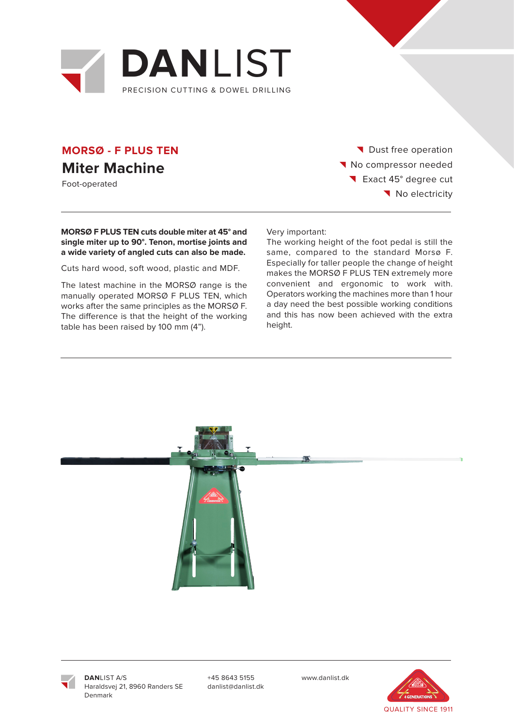# DANLIST

PRECISION CUTTING & DOWEL DRILLING

## MORSØ - F PLUS TEN

## Miter Machine

Foot-operated

- Dust free operation
- No compressor needed
- Exact 45° degree cut
- No electricity

**MORSØ F PLUS TEN cuts double miter at 45° and single miter up to 90°. Tenon, mortise joints and a wide variety of angled cuts can also be made.**

Cuts hard wood, soft wood, plastic and MDF.

The latest machine in the MORSØ range is the manually operated MORSØ F PLUS TEN, which works after the same principles as the MORSØ F. The difference is that the height of the working table has been raised by 100 mm (4").

Very important:
The working height of the foot pedal is still the same, compared to the standard Morsø F. Especially for taller people the change of height makes the MORSØ F PLUS TEN extremely more convenient and ergonomic to work with. Operators working the machines more than 1 hour a day need the best possible working conditions and this has now been achieved with the extra height.

**DAN**LIST A/S
Haraldsvej 21, 8960 Randers SE
Denmark

+45 8643 5155
danlist@danlist.dk

www.danlist.dk

QUALITY SINCE 1911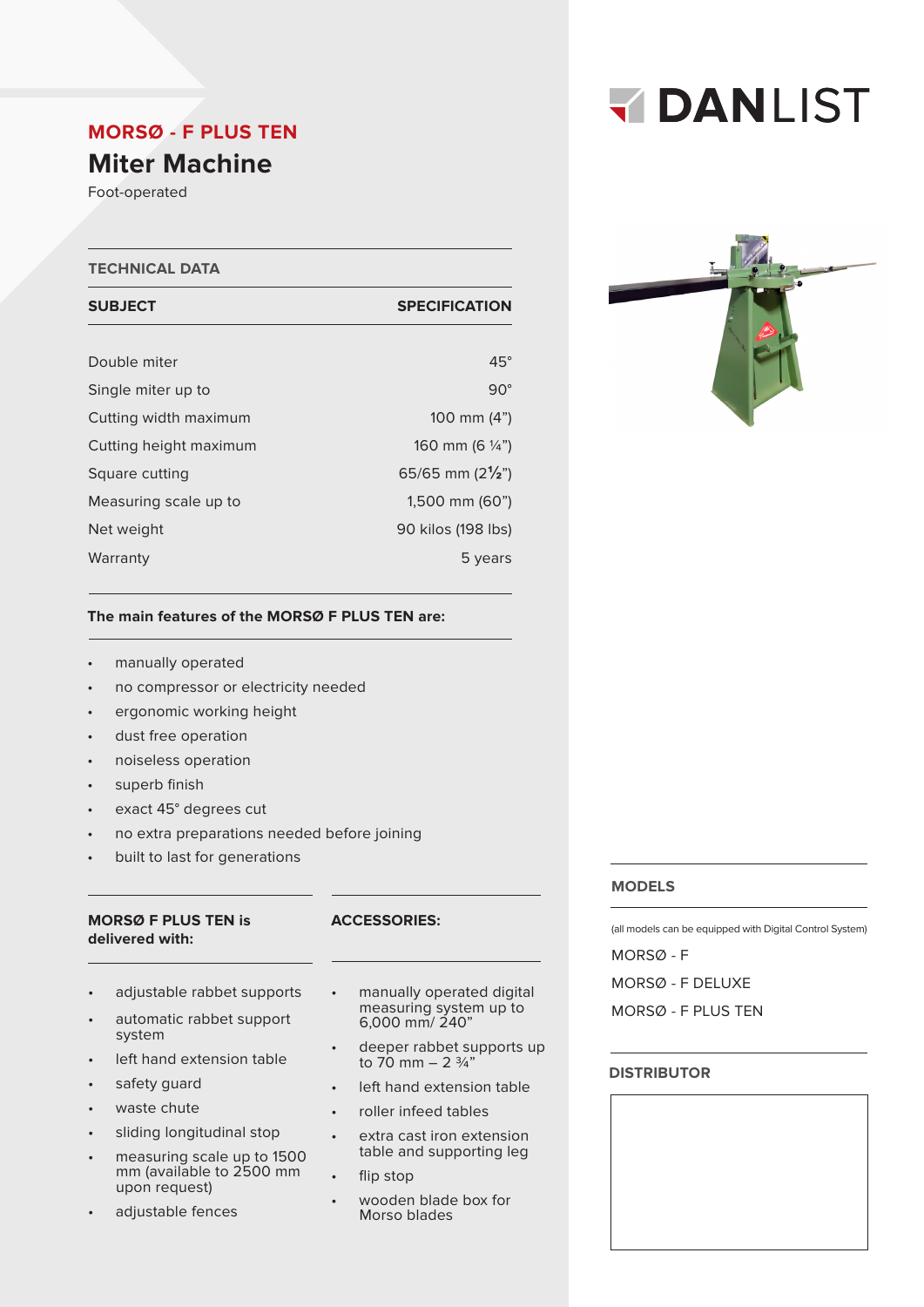DANLIST

**MORSØ - F PLUS TEN**

# Miter Machine

Foot-operated

## TECHNICAL DATA

| SUBJECT | SPECIFICATION |
|---|---|
| Double miter | 45° |
| Single miter up to | 90° |
| Cutting width maximum | 100 mm (4") |
| Cutting height maximum | 160 mm (6 ¼") |
| Square cutting | 65/65 mm (2½") |
| Measuring scale up to | 1,500 mm (60") |
| Net weight | 90 kilos (198 lbs) |
| Warranty | 5 years |

**The main features of the MORSØ F PLUS TEN are:**

- manually operated
- no compressor or electricity needed
- ergonomic working height
- dust free operation
- noiseless operation
- superb finish
- exact 45° degrees cut
- no extra preparations needed before joining
- built to last for generations

**MORSØ F PLUS TEN is delivered with:**

- adjustable rabbet supports
- automatic rabbet support system
- left hand extension table
- safety guard
- waste chute
- sliding longitudinal stop
- measuring scale up to 1500 mm (available to 2500 mm upon request)
- adjustable fences

**ACCESSORIES:**

- manually operated digital measuring system up to 6,000 mm/ 240"
- deeper rabbet supports up to 70 mm – 2 ¾"
- left hand extension table
- roller infeed tables
- extra cast iron extension table and supporting leg
- flip stop
- wooden blade box for Morso blades

## MODELS

(all models can be equipped with Digital Control System)

MORSØ - F

MORSØ - F DELUXE

MORSØ - F PLUS TEN

## DISTRIBUTOR